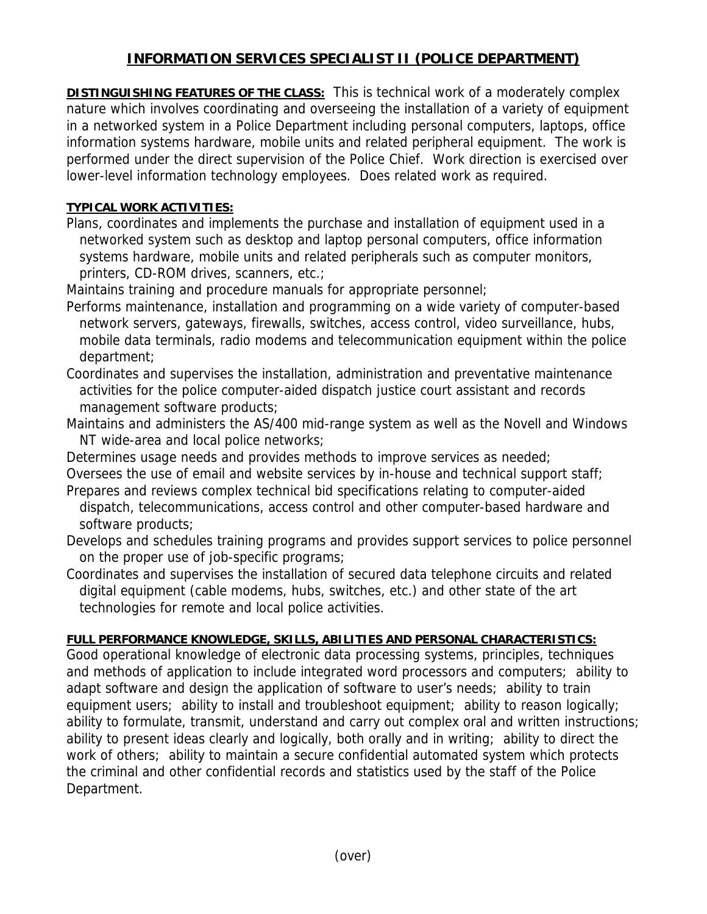# INFORMATION SERVICES SPECIALIST II (POLICE DEPARTMENT)

**DISTINGUISHING FEATURES OF THE CLASS:** This is technical work of a moderately complex nature which involves coordinating and overseeing the installation of a variety of equipment in a networked system in a Police Department including personal computers, laptops, office information systems hardware, mobile units and related peripheral equipment. The work is performed under the direct supervision of the Police Chief. Work direction is exercised over lower-level information technology employees. Does related work as required.

**TYPICAL WORK ACTIVITIES:**

Plans, coordinates and implements the purchase and installation of equipment used in a networked system such as desktop and laptop personal computers, office information systems hardware, mobile units and related peripherals such as computer monitors, printers, CD-ROM drives, scanners, etc.;

Maintains training and procedure manuals for appropriate personnel;

Performs maintenance, installation and programming on a wide variety of computer-based network servers, gateways, firewalls, switches, access control, video surveillance, hubs, mobile data terminals, radio modems and telecommunication equipment within the police department;

Coordinates and supervises the installation, administration and preventative maintenance activities for the police computer-aided dispatch justice court assistant and records management software products;

Maintains and administers the AS/400 mid-range system as well as the Novell and Windows NT wide-area and local police networks;

Determines usage needs and provides methods to improve services as needed;

Oversees the use of email and website services by in-house and technical support staff;

Prepares and reviews complex technical bid specifications relating to computer-aided dispatch, telecommunications, access control and other computer-based hardware and software products;

Develops and schedules training programs and provides support services to police personnel on the proper use of job-specific programs;

Coordinates and supervises the installation of secured data telephone circuits and related digital equipment (cable modems, hubs, switches, etc.) and other state of the art technologies for remote and local police activities.

**FULL PERFORMANCE KNOWLEDGE, SKILLS, ABILITIES AND PERSONAL CHARACTERISTICS:**

Good operational knowledge of electronic data processing systems, principles, techniques and methods of application to include integrated word processors and computers; ability to adapt software and design the application of software to user's needs; ability to train equipment users; ability to install and troubleshoot equipment; ability to reason logically; ability to formulate, transmit, understand and carry out complex oral and written instructions; ability to present ideas clearly and logically, both orally and in writing; ability to direct the work of others; ability to maintain a secure confidential automated system which protects the criminal and other confidential records and statistics used by the staff of the Police Department.

(over)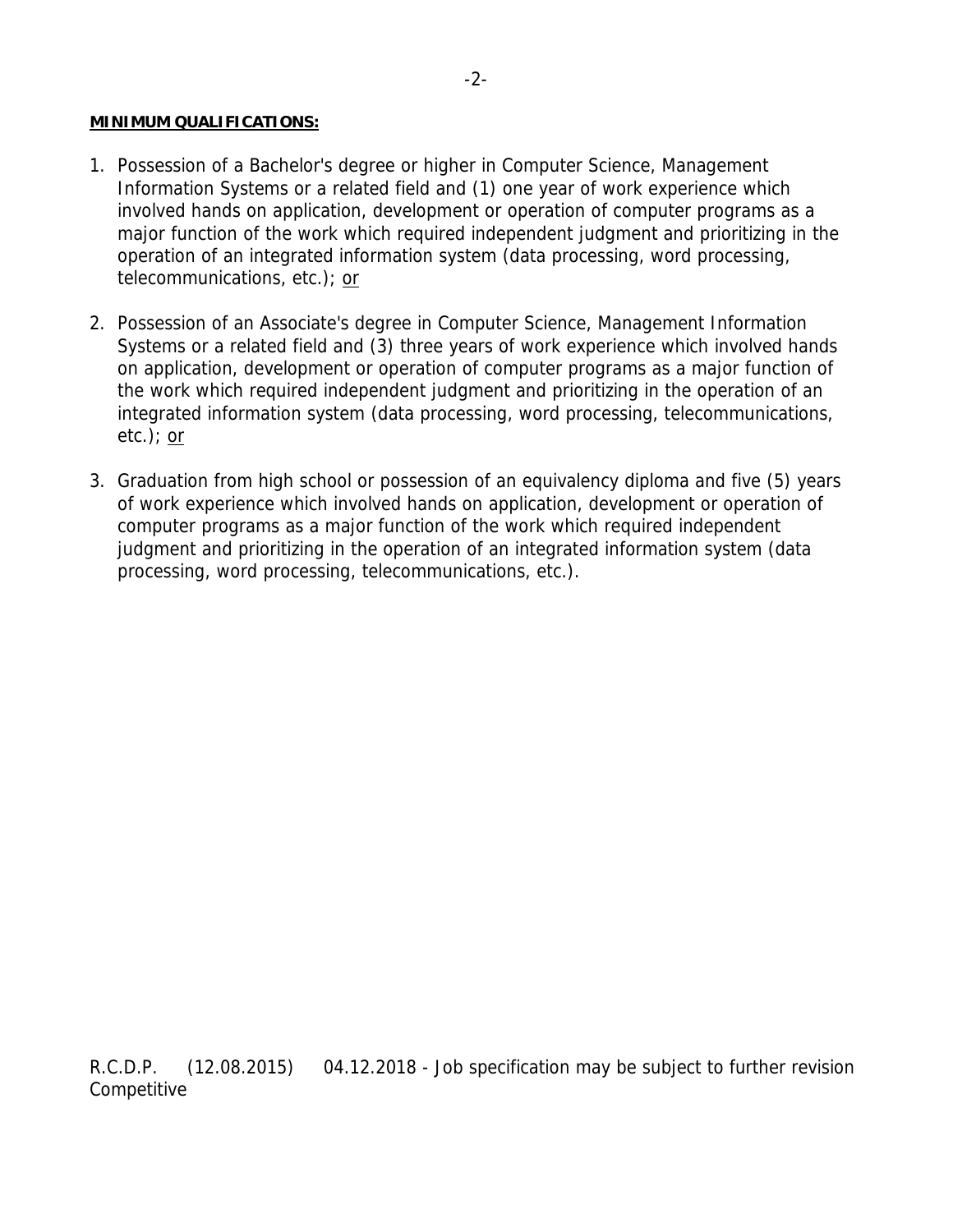**MINIMUM QUALIFICATIONS:**

1. Possession of a Bachelor's degree or higher in Computer Science, Management Information Systems or a related field and (1) one year of work experience which involved hands on application, development or operation of computer programs as a major function of the work which required independent judgment and prioritizing in the operation of an integrated information system (data processing, word processing, telecommunications, etc.); or

2. Possession of an Associate's degree in Computer Science, Management Information Systems or a related field and (3) three years of work experience which involved hands on application, development or operation of computer programs as a major function of the work which required independent judgment and prioritizing in the operation of an integrated information system (data processing, word processing, telecommunications, etc.); or

3. Graduation from high school or possession of an equivalency diploma and five (5) years of work experience which involved hands on application, development or operation of computer programs as a major function of the work which required independent judgment and prioritizing in the operation of an integrated information system (data processing, word processing, telecommunications, etc.).

R.C.D.P. (12.08.2015) 04.12.2018 - Job specification may be subject to further revision
Competitive